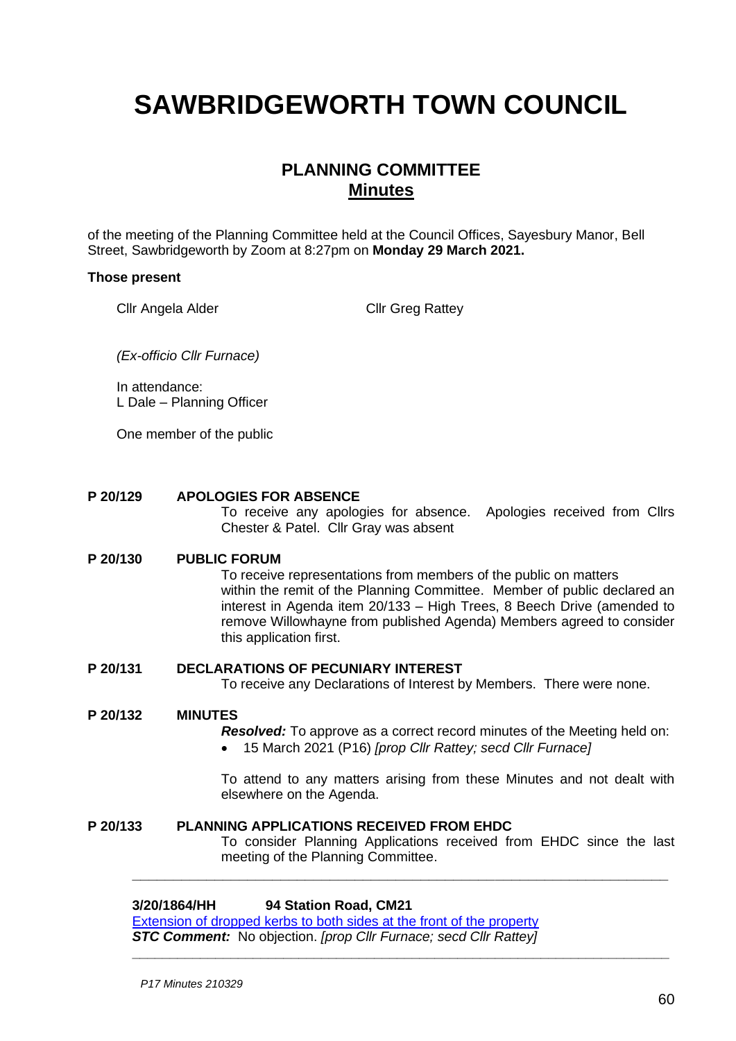# SAWBRIDGEWORTH TOWN COUNCIL

## PLANNING COMMITTEE
## Minutes

of the meeting of the Planning Committee held at the Council Offices, Sayesbury Manor, Bell Street, Sawbridgeworth by Zoom at 8:27pm on **Monday 29 March 2021.**

**Those present**

Cllr Angela Alder    Cllr Greg Rattey

*(Ex-officio Cllr Furnace)*

In attendance:
L Dale – Planning Officer

One member of the public

**P 20/129 APOLOGIES FOR ABSENCE**

To receive any apologies for absence. Apologies received from Cllrs Chester & Patel. Cllr Gray was absent

**P 20/130 PUBLIC FORUM**

To receive representations from members of the public on matters within the remit of the Planning Committee. Member of public declared an interest in Agenda item 20/133 – High Trees, 8 Beech Drive (amended to remove Willowhayne from published Agenda) Members agreed to consider this application first.

**P 20/131 DECLARATIONS OF PECUNIARY INTEREST**

To receive any Declarations of Interest by Members. There were none.

**P 20/132 MINUTES**

***Resolved:*** To approve as a correct record minutes of the Meeting held on:

- 15 March 2021 (P16) *[prop Cllr Rattey; secd Cllr Furnace]*

To attend to any matters arising from these Minutes and not dealt with elsewhere on the Agenda.

**P 20/133 PLANNING APPLICATIONS RECEIVED FROM EHDC**

To consider Planning Applications received from EHDC since the last meeting of the Planning Committee.

---

**3/20/1864/HH 94 Station Road, CM21**

Extension of dropped kerbs to both sides at the front of the property

***STC Comment:*** No objection. *[prop Cllr Furnace; secd Cllr Rattey]*

---

*P17 Minutes 210329*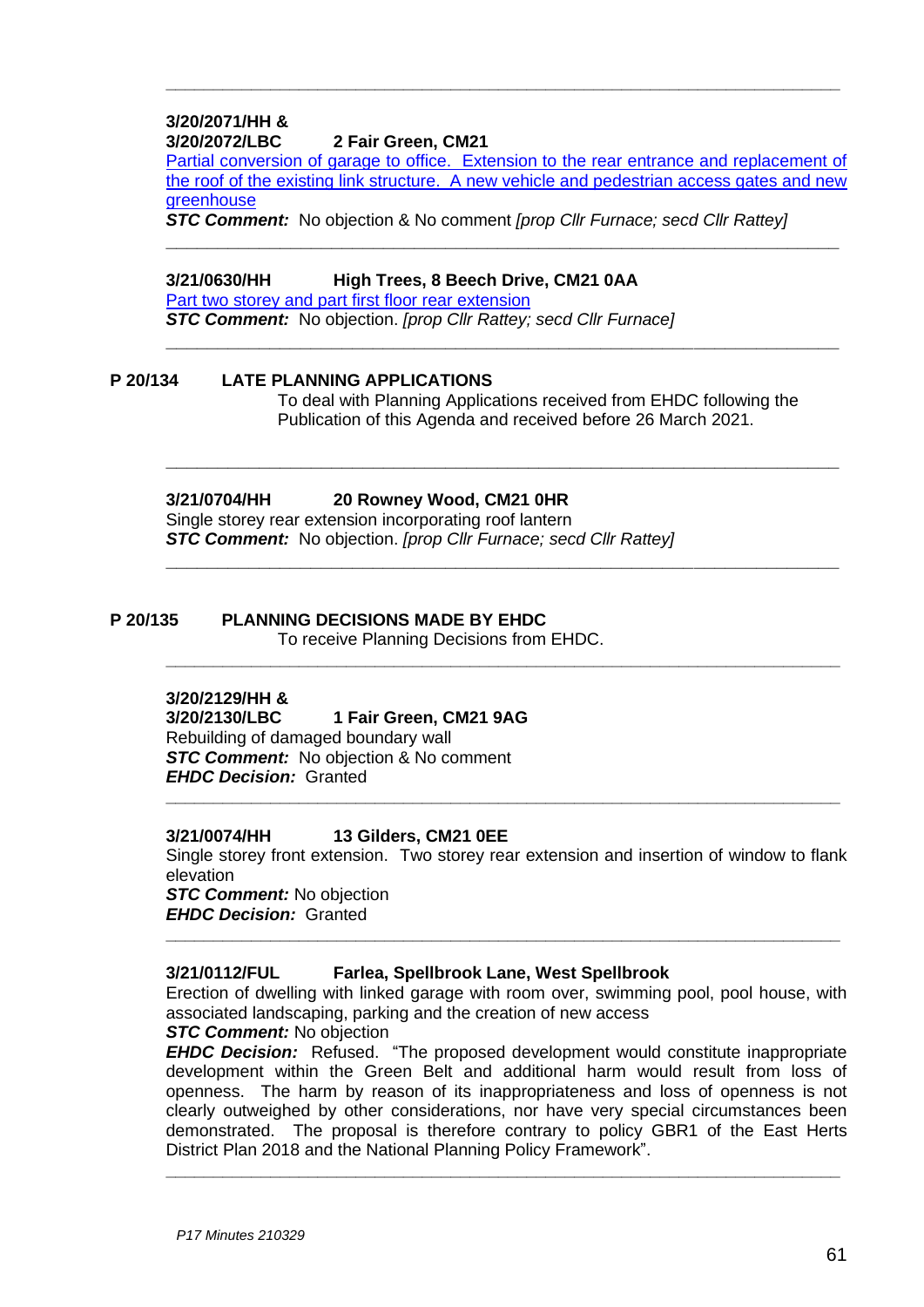---

**3/20/2071/HH &**
**3/20/2072/LBC 2 Fair Green, CM21**

Partial conversion of garage to office. Extension to the rear entrance and replacement of the roof of the existing link structure. A new vehicle and pedestrian access gates and new greenhouse

***STC Comment:*** No objection & No comment *[prop Cllr Furnace; secd Cllr Rattey]*

---

**3/21/0630/HH High Trees, 8 Beech Drive, CM21 0AA**

Part two storey and part first floor rear extension

***STC Comment:*** No objection. *[prop Cllr Rattey; secd Cllr Furnace]*

---

**P 20/134 LATE PLANNING APPLICATIONS**

To deal with Planning Applications received from EHDC following the Publication of this Agenda and received before 26 March 2021.

---

**3/21/0704/HH 20 Rowney Wood, CM21 0HR**

Single storey rear extension incorporating roof lantern

***STC Comment:*** No objection. *[prop Cllr Furnace; secd Cllr Rattey]*

---

**P 20/135 PLANNING DECISIONS MADE BY EHDC**

To receive Planning Decisions from EHDC.

---

**3/20/2129/HH &**
**3/20/2130/LBC 1 Fair Green, CM21 9AG**

Rebuilding of damaged boundary wall

***STC Comment:*** No objection & No comment

***EHDC Decision:*** Granted

---

**3/21/0074/HH 13 Gilders, CM21 0EE**

Single storey front extension. Two storey rear extension and insertion of window to flank elevation

***STC Comment:*** No objection

***EHDC Decision:*** Granted

---

**3/21/0112/FUL Farlea, Spellbrook Lane, West Spellbrook**

Erection of dwelling with linked garage with room over, swimming pool, pool house, with associated landscaping, parking and the creation of new access

***STC Comment:*** No objection

***EHDC Decision:*** Refused. "The proposed development would constitute inappropriate development within the Green Belt and additional harm would result from loss of openness. The harm by reason of its inappropriateness and loss of openness is not clearly outweighed by other considerations, nor have very special circumstances been demonstrated. The proposal is therefore contrary to policy GBR1 of the East Herts District Plan 2018 and the National Planning Policy Framework".

---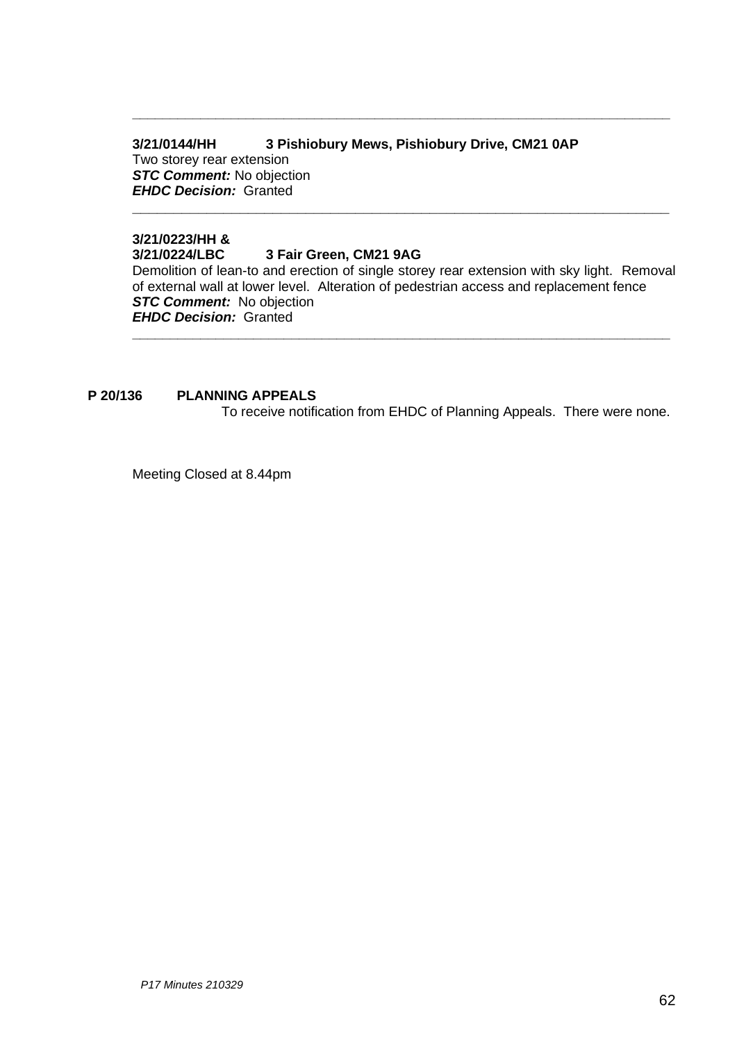---

**3/21/0144/HH 3 Pishiobury Mews, Pishiobury Drive, CM21 0AP**
Two storey rear extension
***STC Comment:*** No objection
***EHDC Decision:*** Granted

---

**3/21/0223/HH &**
**3/21/0224/LBC 3 Fair Green, CM21 9AG**
Demolition of lean-to and erection of single storey rear extension with sky light. Removal of external wall at lower level. Alteration of pedestrian access and replacement fence
***STC Comment:*** No objection
***EHDC Decision:*** Granted

---

**P 20/136 PLANNING APPEALS**

To receive notification from EHDC of Planning Appeals. There were none.

Meeting Closed at 8.44pm

*P17 Minutes 210329*